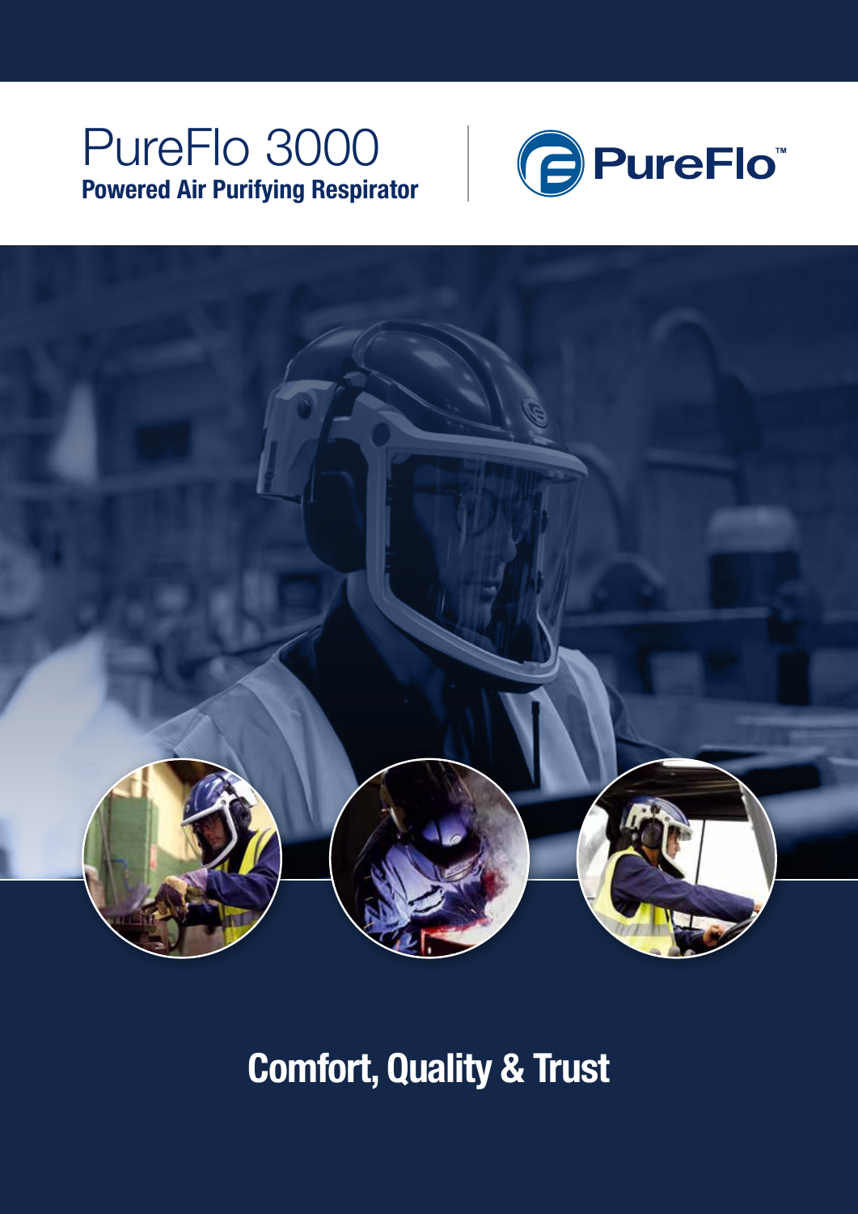# PureFlo 3000

**Powered Air Purifying Respirator**

PureFlo™

## Comfort, Quality & Trust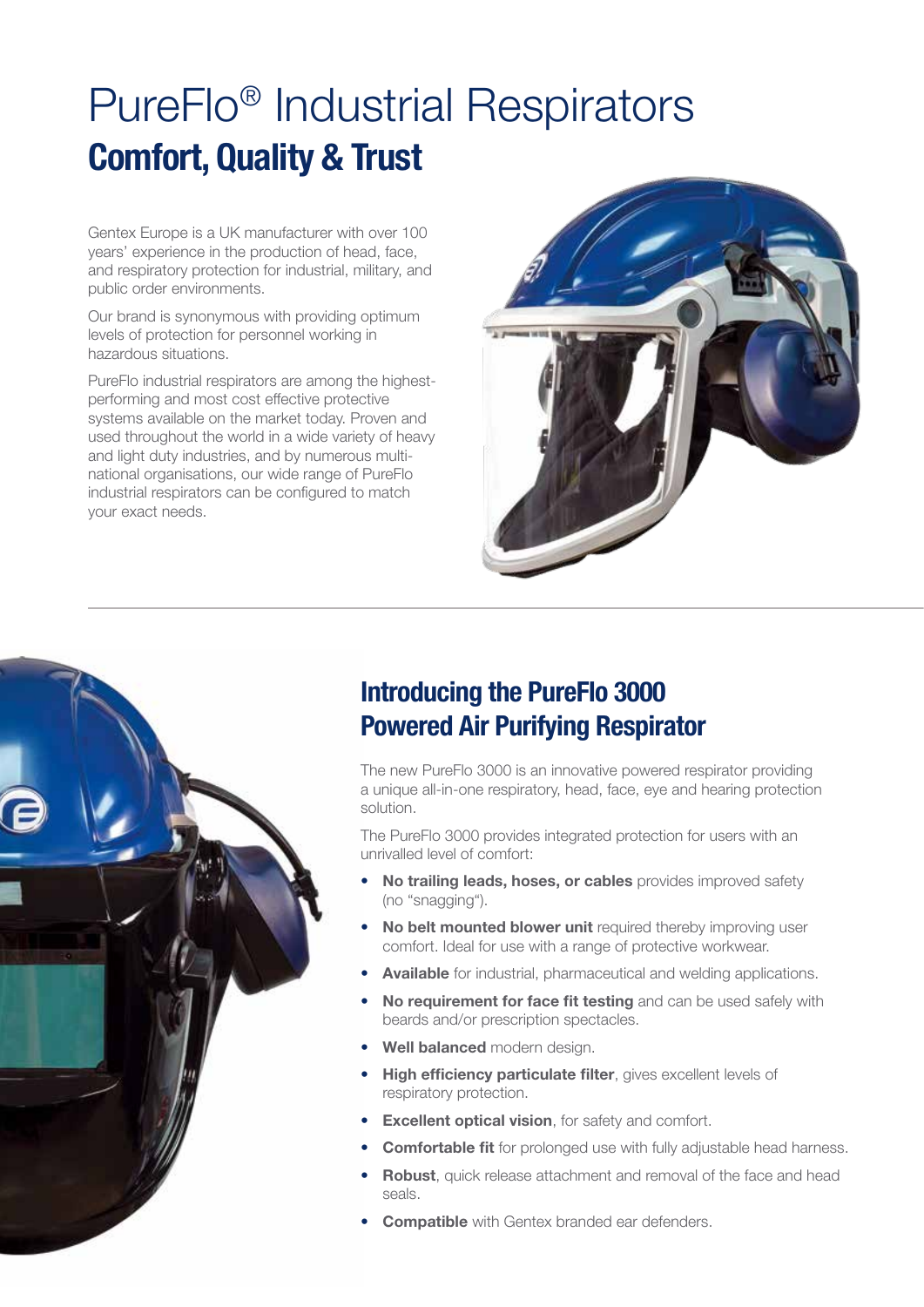# PureFlo® Industrial Respirators

## Comfort, Quality & Trust

Gentex Europe is a UK manufacturer with over 100 years' experience in the production of head, face, and respiratory protection for industrial, military, and public order environments.

Our brand is synonymous with providing optimum levels of protection for personnel working in hazardous situations.

PureFlo industrial respirators are among the highest-performing and most cost effective protective systems available on the market today. Proven and used throughout the world in a wide variety of heavy and light duty industries, and by numerous multi-national organisations, our wide range of PureFlo industrial respirators can be configured to match your exact needs.

## Introducing the PureFlo 3000 Powered Air Purifying Respirator

The new PureFlo 3000 is an innovative powered respirator providing a unique all-in-one respiratory, head, face, eye and hearing protection solution.

The PureFlo 3000 provides integrated protection for users with an unrivalled level of comfort:

- **No trailing leads, hoses, or cables** provides improved safety (no "snagging").
- **No belt mounted blower unit** required thereby improving user comfort. Ideal for use with a range of protective workwear.
- **Available** for industrial, pharmaceutical and welding applications.
- **No requirement for face fit testing** and can be used safely with beards and/or prescription spectacles.
- **Well balanced** modern design.
- **High efficiency particulate filter**, gives excellent levels of respiratory protection.
- **Excellent optical vision**, for safety and comfort.
- **Comfortable fit** for prolonged use with fully adjustable head harness.
- **Robust**, quick release attachment and removal of the face and head seals.
- **Compatible** with Gentex branded ear defenders.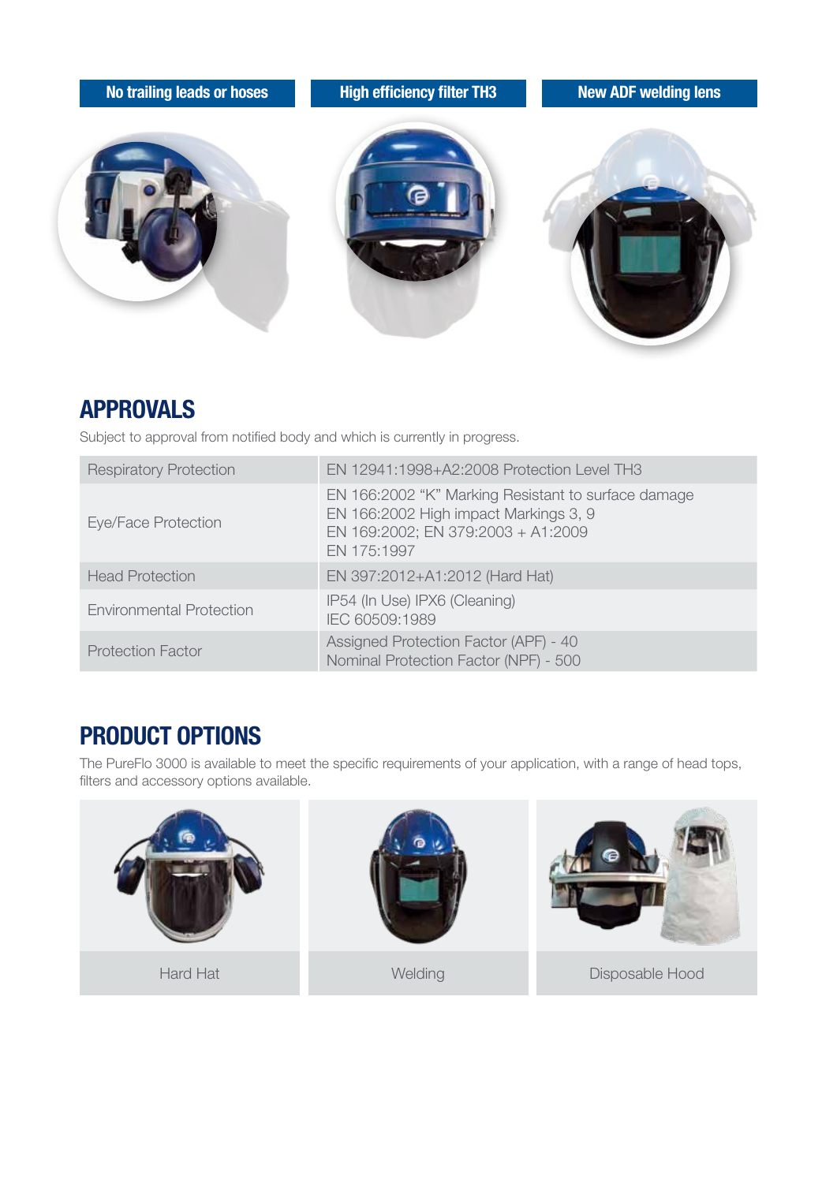No trailing leads or hoses

High efficiency filter TH3

New ADF welding lens

## APPROVALS

Subject to approval from notified body and which is currently in progress.

| | |
|---|---|
| Respiratory Protection | EN 12941:1998+A2:2008 Protection Level TH3 |
| Eye/Face Protection | EN 166:2002 "K" Marking Resistant to surface damage<br>EN 166:2002 High impact Markings 3, 9<br>EN 169:2002; EN 379:2003 + A1:2009<br>EN 175:1997 |
| Head Protection | EN 397:2012+A1:2012 (Hard Hat) |
| Environmental Protection | IP54 (In Use) IPX6 (Cleaning)<br>IEC 60509:1989 |
| Protection Factor | Assigned Protection Factor (APF) - 40<br>Nominal Protection Factor (NPF) - 500 |

## PRODUCT OPTIONS

The PureFlo 3000 is available to meet the specific requirements of your application, with a range of head tops, filters and accessory options available.

Hard Hat

Welding

Disposable Hood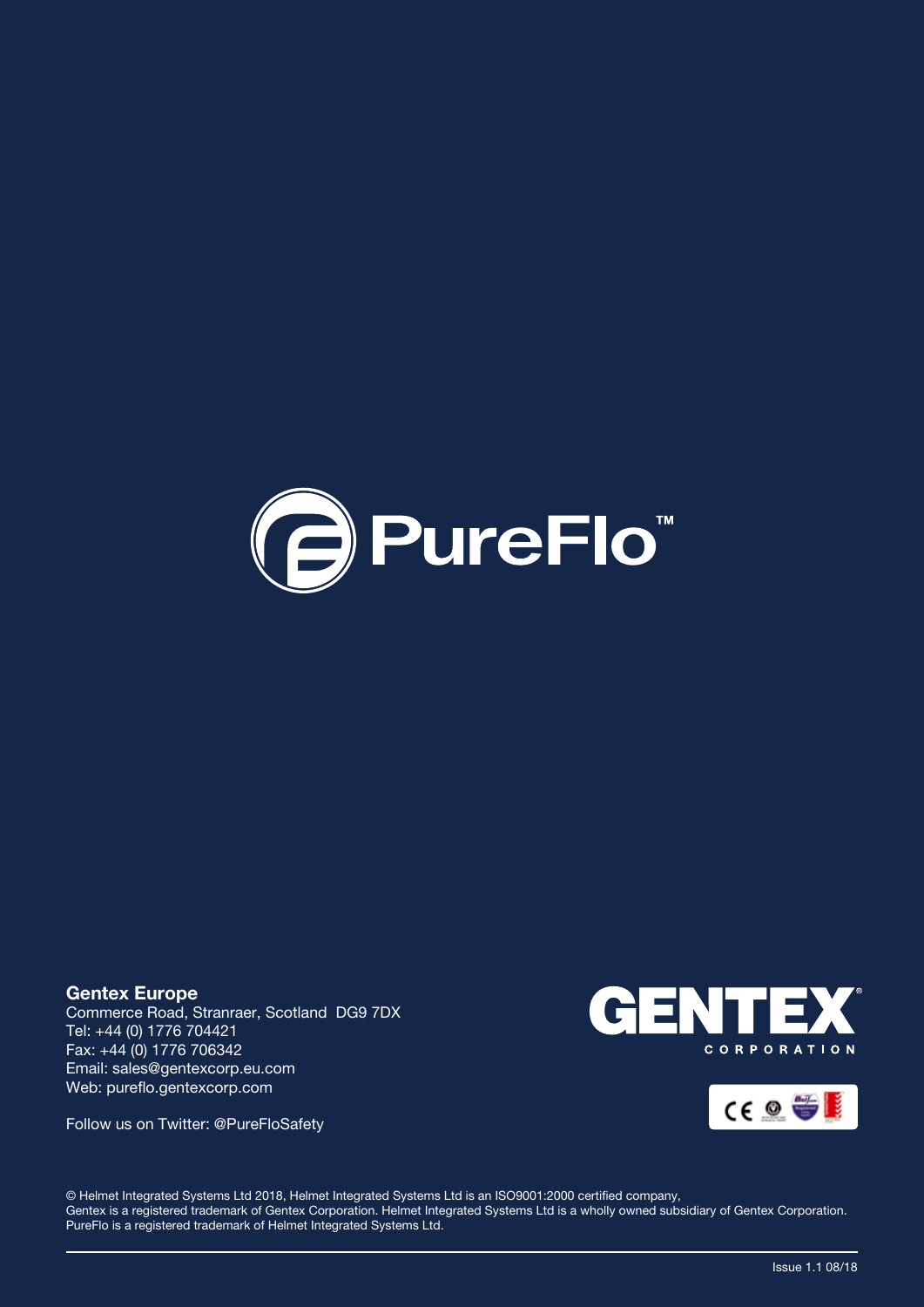PureFlo™

**Gentex Europe**
Commerce Road, Stranraer, Scotland DG9 7DX
Tel: +44 (0) 1776 704421
Fax: +44 (0) 1776 706342
Email: sales@gentexcorp.eu.com
Web: pureflo.gentexcorp.com

Follow us on Twitter: @PureFloSafety

GENTEX® CORPORATION

© Helmet Integrated Systems Ltd 2018, Helmet Integrated Systems Ltd is an ISO9001:2000 certified company,
Gentex is a registered trademark of Gentex Corporation. Helmet Integrated Systems Ltd is a wholly owned subsidiary of Gentex Corporation.
PureFlo is a registered trademark of Helmet Integrated Systems Ltd.

Issue 1.1 08/18